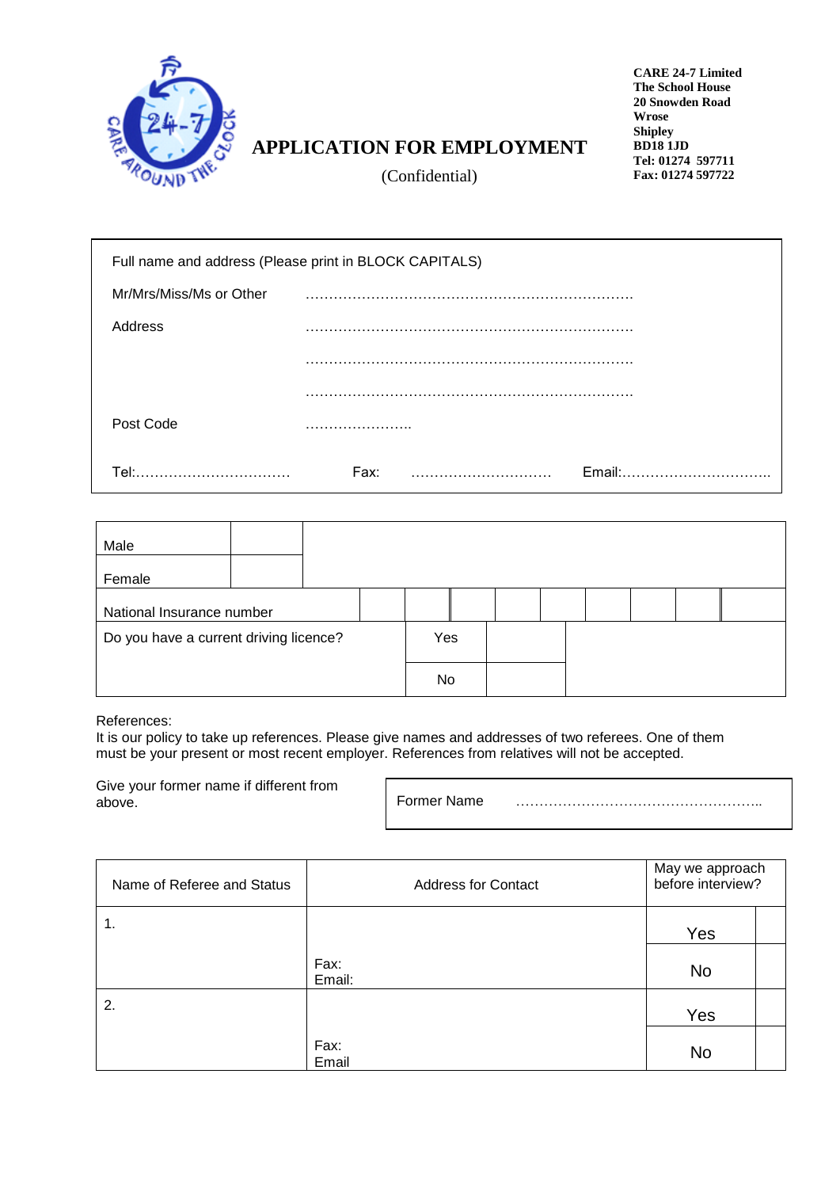# APPLICATION FOR EMPLOYMENT

(Confidential)

**CARE 24-7 Limited**
**The School House**
**20 Snowden Road**
**Wrose**
**Shipley**
**BD18 1JD**
**Tel: 01274 597711**
**Fax: 01274 597722**

Full name and address (Please print in BLOCK CAPITALS)

Mr/Mrs/Miss/Ms or Other ……………………………………………………………

Address ……………………………………………………………

……………………………………………………………

……………………………………………………………

Post Code …………………..

Tel:…………………………… Fax: ………………………… Email:……………………………

| Male | | | | | | | | | | |
|---|---|---|---|---|---|---|---|---|---|---|
| Female | | | | | | | | | | |
| National Insurance number | | | | | | | | | | |

| Do you have a current driving licence? | Yes | | |
|---|---|---|---|
| | No | | |

References:
It is our policy to take up references. Please give names and addresses of two referees. One of them must be your present or most recent employer. References from relatives will not be accepted.

Give your former name if different from above.

Former Name ……………………………………………..

| Name of Referee and Status | Address for Contact | May we approach before interview? | |
|---|---|---|---|
| 1. | | Yes | |
| | Fax:<br>Email: | No | |
| 2. | | Yes | |
| | Fax:<br>Email | No | |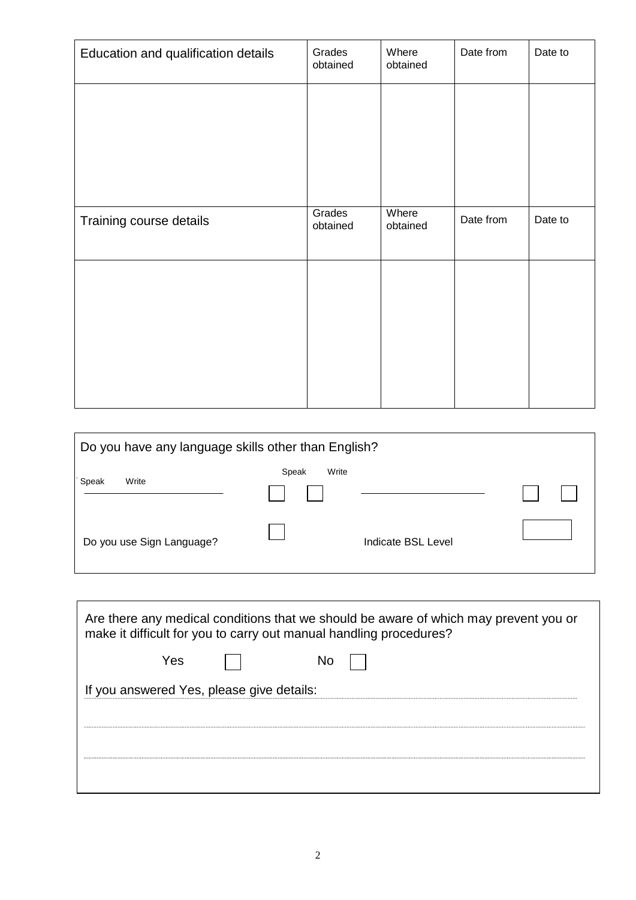| Education and qualification details | Grades obtained | Where obtained | Date from | Date to |
|---|---|---|---|---|
| | | | | |

| Training course details | Grades obtained | Where obtained | Date from | Date to |
|---|---|---|---|---|
| | | | | |

Do you have any language skills other than English?

| Speak Write | Speak | Write | | Speak | Write |
|---|---|---|---|---|---|
| ____________________ | ☐ | ☐ | ____________________ | ☐ | ☐ |

Do you use Sign Language? ☐ Indicate BSL Level ☐

Are there any medical conditions that we should be aware of which may prevent you or make it difficult for you to carry out manual handling procedures?

Yes ☐ No ☐

If you answered Yes, please give details:

..........................................................................................................................................

..........................................................................................................................................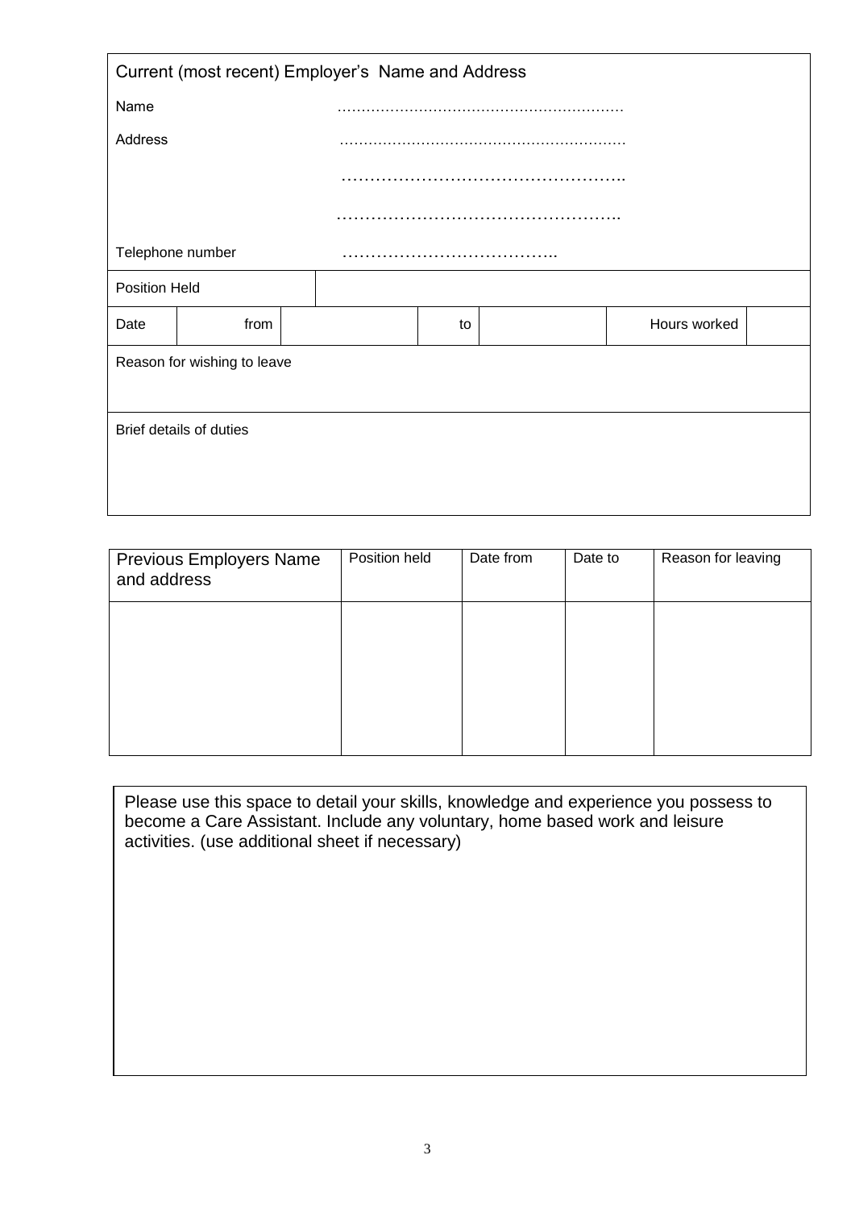## Current (most recent) Employer's Name and Address

Name ……………………………………………………

Address ……………………………………………………

…………………………………………..

…………………………………………..

Telephone number ………………………………..

| Position Held | | | | | | | |
|---|---|---|---|---|---|---|---|
| Date | from | | to | | Hours worked | | |

Reason for wishing to leave

Brief details of duties

| Previous Employers Name and address | Position held | Date from | Date to | Reason for leaving |
|---|---|---|---|---|
| | | | | |

Please use this space to detail your skills, knowledge and experience you possess to become a Care Assistant. Include any voluntary, home based work and leisure activities. (use additional sheet if necessary)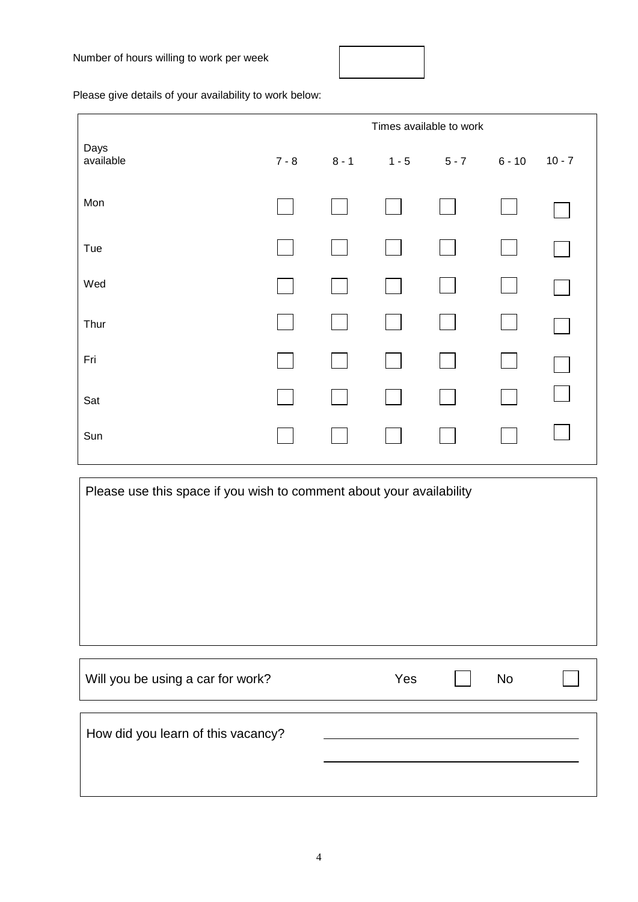Number of hours willing to work per week ☐

Please give details of your availability to work below:

| | Times available to work | | | | | |
|---|---|---|---|---|---|---|
| Days available | 7 - 8 | 8 - 1 | 1 - 5 | 5 - 7 | 6 - 10 | 10 - 7 |
| Mon | ☐ | ☐ | ☐ | ☐ | ☐ | ☐ |
| Tue | ☐ | ☐ | ☐ | ☐ | ☐ | ☐ |
| Wed | ☐ | ☐ | ☐ | ☐ | ☐ | ☐ |
| Thur | ☐ | ☐ | ☐ | ☐ | ☐ | ☐ |
| Fri | ☐ | ☐ | ☐ | ☐ | ☐ | ☐ |
| Sat | ☐ | ☐ | ☐ | ☐ | ☐ | ☐ |
| Sun | ☐ | ☐ | ☐ | ☐ | ☐ | ☐ |

Please use this space if you wish to comment about your availability

Will you be using a car for work? Yes ☐ No ☐

How did you learn of this vacancy? ____________________

____________________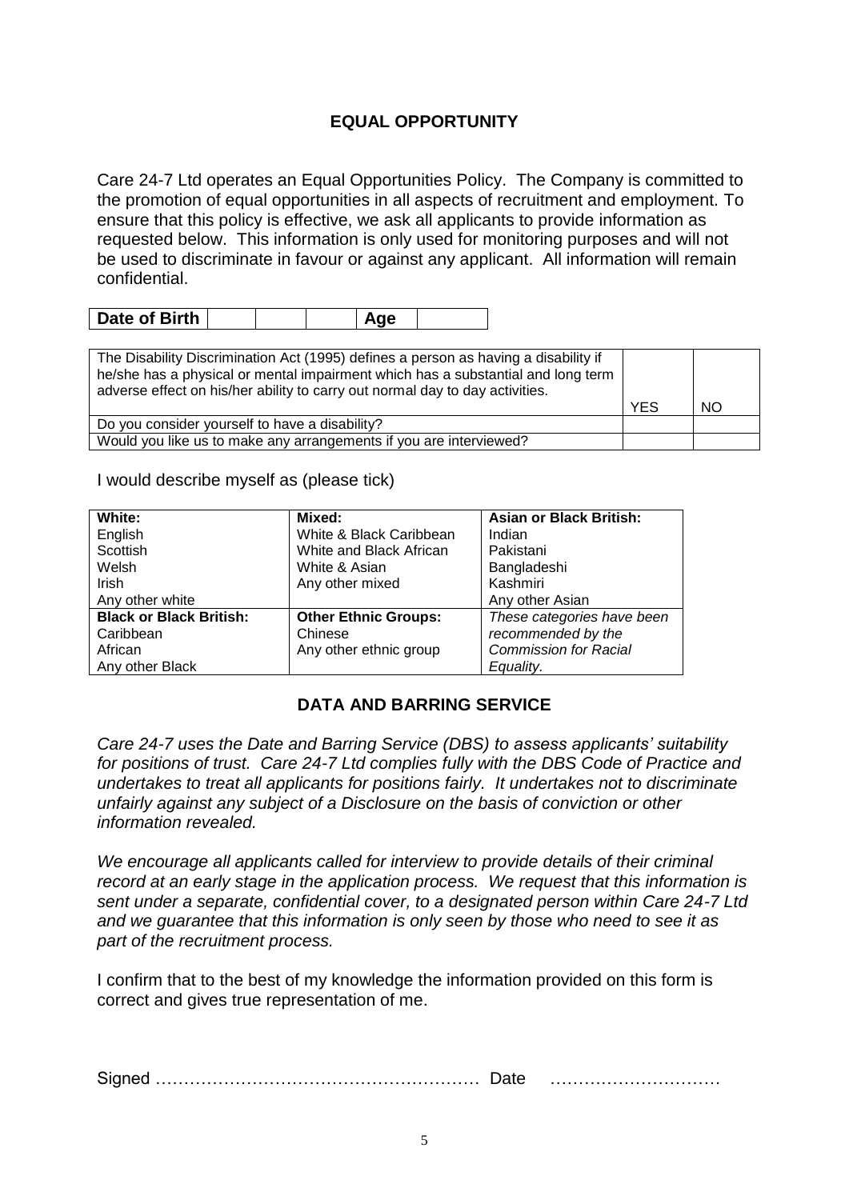## EQUAL OPPORTUNITY

Care 24-7 Ltd operates an Equal Opportunities Policy. The Company is committed to the promotion of equal opportunities in all aspects of recruitment and employment. To ensure that this policy is effective, we ask all applicants to provide information as requested below. This information is only used for monitoring purposes and will not be used to discriminate in favour or against any applicant. All information will remain confidential.

| **Date of Birth** | | | | **Age** | |
|---|---|---|---|---|---|

| The Disability Discrimination Act (1995) defines a person as having a disability if he/she has a physical or mental impairment which has a substantial and long term adverse effect on his/her ability to carry out normal day to day activities. | YES | NO |
|---|---|---|
| Do you consider yourself to have a disability? | | |
| Would you like us to make any arrangements if you are interviewed? | | |

I would describe myself as (please tick)

| **White:** | **Mixed:** | **Asian or Black British:** |
|---|---|---|
| English | White & Black Caribbean | Indian |
| Scottish | White and Black African | Pakistani |
| Welsh | White & Asian | Bangladeshi |
| Irish | Any other mixed | Kashmiri |
| Any other white | | Any other Asian |
| **Black or Black British:** | **Other Ethnic Groups:** | *These categories have been* |
| Caribbean | Chinese | *recommended by the* |
| African | Any other ethnic group | *Commission for Racial* |
| Any other Black | | *Equality.* |

## DATA AND BARRING SERVICE

*Care 24-7 uses the Date and Barring Service (DBS) to assess applicants' suitability for positions of trust. Care 24-7 Ltd complies fully with the DBS Code of Practice and undertakes to treat all applicants for positions fairly. It undertakes not to discriminate unfairly against any subject of a Disclosure on the basis of conviction or other information revealed.*

*We encourage all applicants called for interview to provide details of their criminal record at an early stage in the application process. We request that this information is sent under a separate, confidential cover, to a designated person within Care 24-7 Ltd and we guarantee that this information is only seen by those who need to see it as part of the recruitment process.*

I confirm that to the best of my knowledge the information provided on this form is correct and gives true representation of me.

Signed ……………………………………………… Date …………………………